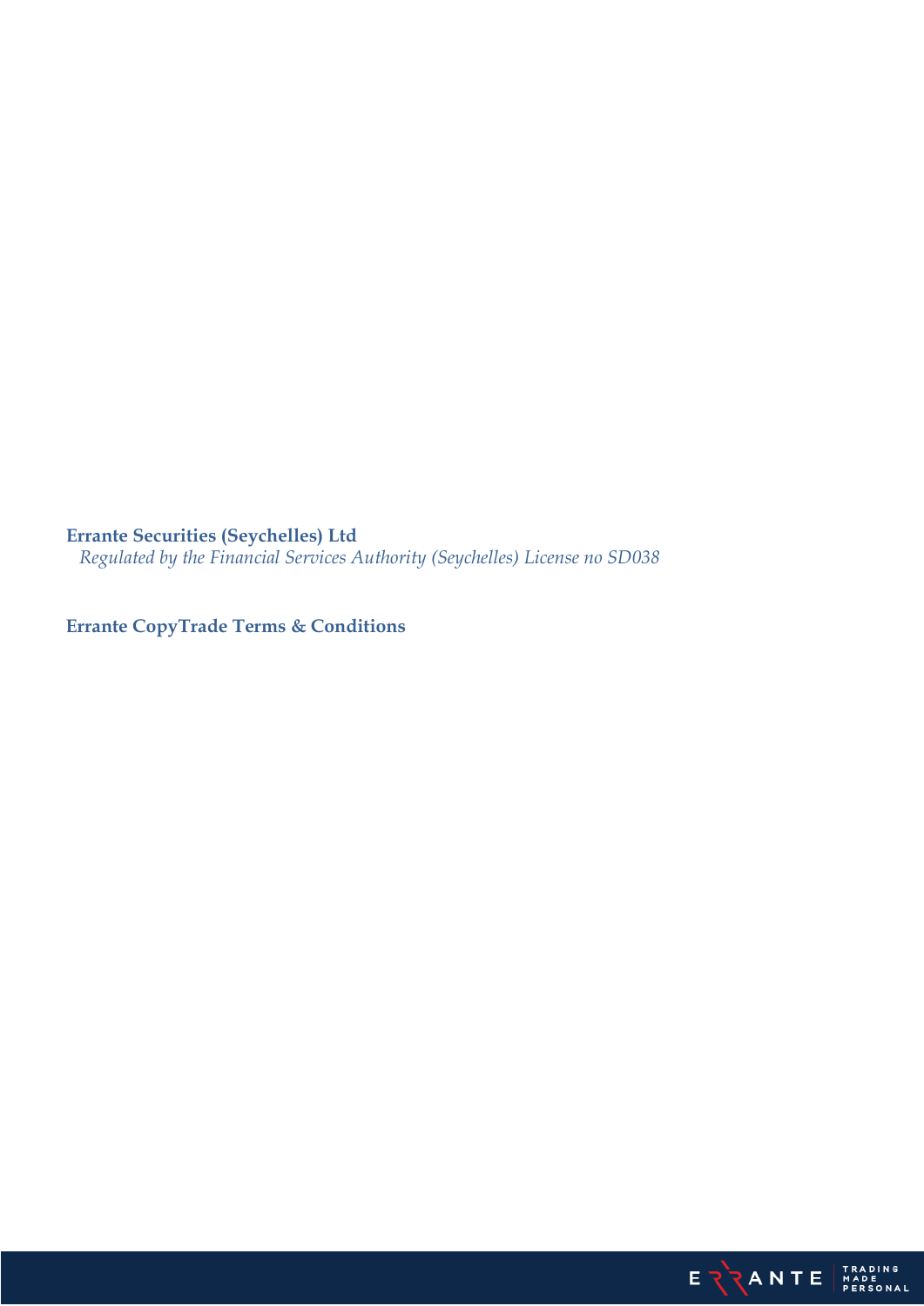**Errante Securities (Seychelles) Ltd**

*Regulated by the Financial Services Authority (Seychelles) License no SD038*

# Errante CopyTrade Terms & Conditions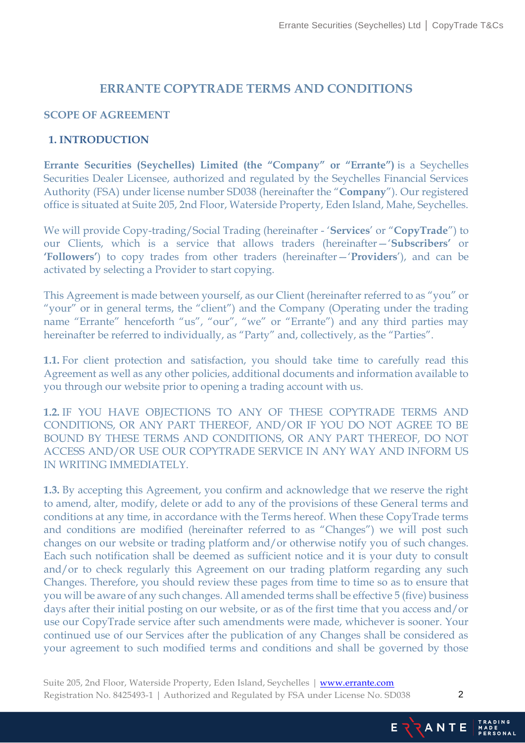# ERRANTE COPYTRADE TERMS AND CONDITIONS

## SCOPE OF AGREEMENT

### 1. INTRODUCTION

**Errante Securities (Seychelles) Limited (the "Company" or "Errante")** is a Seychelles Securities Dealer Licensee, authorized and regulated by the Seychelles Financial Services Authority (FSA) under license number SD038 (hereinafter the "**Company**"). Our registered office is situated at Suite 205, 2nd Floor, Waterside Property, Eden Island, Mahe, Seychelles.

We will provide Copy-trading/Social Trading (hereinafter - '**Services**' or "**CopyTrade**") to our Clients, which is a service that allows traders (hereinafter—'**Subscribers'** or **'Followers'**) to copy trades from other traders (hereinafter—'**Providers**'), and can be activated by selecting a Provider to start copying.

This Agreement is made between yourself, as our Client (hereinafter referred to as "you" or "your" or in general terms, the "client") and the Company (Operating under the trading name "Errante" henceforth "us", "our", "we" or "Errante") and any third parties may hereinafter be referred to individually, as "Party" and, collectively, as the "Parties".

**1.1.** For client protection and satisfaction, you should take time to carefully read this Agreement as well as any other policies, additional documents and information available to you through our website prior to opening a trading account with us.

**1.2.** IF YOU HAVE OBJECTIONS TO ANY OF THESE COPYTRADE TERMS AND CONDITIONS, OR ANY PART THEREOF, AND/OR IF YOU DO NOT AGREE TO BE BOUND BY THESE TERMS AND CONDITIONS, OR ANY PART THEREOF, DO NOT ACCESS AND/OR USE OUR COPYTRADE SERVICE IN ANY WAY AND INFORM US IN WRITING IMMEDIATELY.

**1.3.** By accepting this Agreement, you confirm and acknowledge that we reserve the right to amend, alter, modify, delete or add to any of the provisions of these General terms and conditions at any time, in accordance with the Terms hereof. When these CopyTrade terms and conditions are modified (hereinafter referred to as "Changes") we will post such changes on our website or trading platform and/or otherwise notify you of such changes. Each such notification shall be deemed as sufficient notice and it is your duty to consult and/or to check regularly this Agreement on our trading platform regarding any such Changes. Therefore, you should review these pages from time to time so as to ensure that you will be aware of any such changes. All amended terms shall be effective 5 (five) business days after their initial posting on our website, or as of the first time that you access and/or use our CopyTrade service after such amendments were made, whichever is sooner. Your continued use of our Services after the publication of any Changes shall be considered as your agreement to such modified terms and conditions and shall be governed by those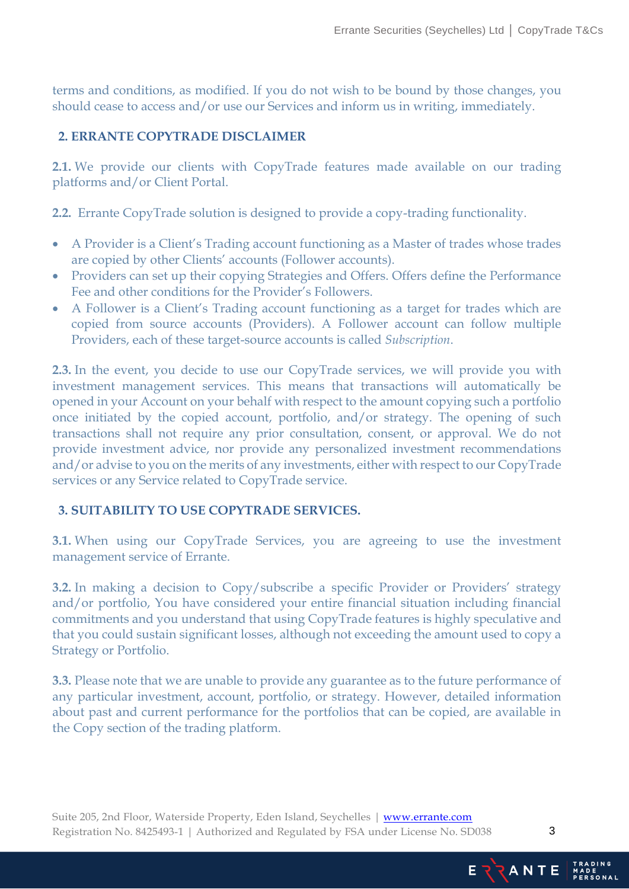terms and conditions, as modified. If you do not wish to be bound by those changes, you should cease to access and/or use our Services and inform us in writing, immediately.

## 2. ERRANTE COPYTRADE DISCLAIMER

**2.1.** We provide our clients with CopyTrade features made available on our trading platforms and/or Client Portal.

**2.2.** Errante CopyTrade solution is designed to provide a copy-trading functionality.

- A Provider is a Client's Trading account functioning as a Master of trades whose trades are copied by other Clients' accounts (Follower accounts).
- Providers can set up their copying Strategies and Offers. Offers define the Performance Fee and other conditions for the Provider's Followers.
- A Follower is a Client's Trading account functioning as a target for trades which are copied from source accounts (Providers). A Follower account can follow multiple Providers, each of these target-source accounts is called *Subscription*.

**2.3.** In the event, you decide to use our CopyTrade services, we will provide you with investment management services. This means that transactions will automatically be opened in your Account on your behalf with respect to the amount copying such a portfolio once initiated by the copied account, portfolio, and/or strategy. The opening of such transactions shall not require any prior consultation, consent, or approval. We do not provide investment advice, nor provide any personalized investment recommendations and/or advise to you on the merits of any investments, either with respect to our CopyTrade services or any Service related to CopyTrade service.

## 3. SUITABILITY TO USE COPYTRADE SERVICES.

**3.1.** When using our CopyTrade Services, you are agreeing to use the investment management service of Errante.

**3.2.** In making a decision to Copy/subscribe a specific Provider or Providers' strategy and/or portfolio, You have considered your entire financial situation including financial commitments and you understand that using CopyTrade features is highly speculative and that you could sustain significant losses, although not exceeding the amount used to copy a Strategy or Portfolio.

**3.3.** Please note that we are unable to provide any guarantee as to the future performance of any particular investment, account, portfolio, or strategy. However, detailed information about past and current performance for the portfolios that can be copied, are available in the Copy section of the trading platform.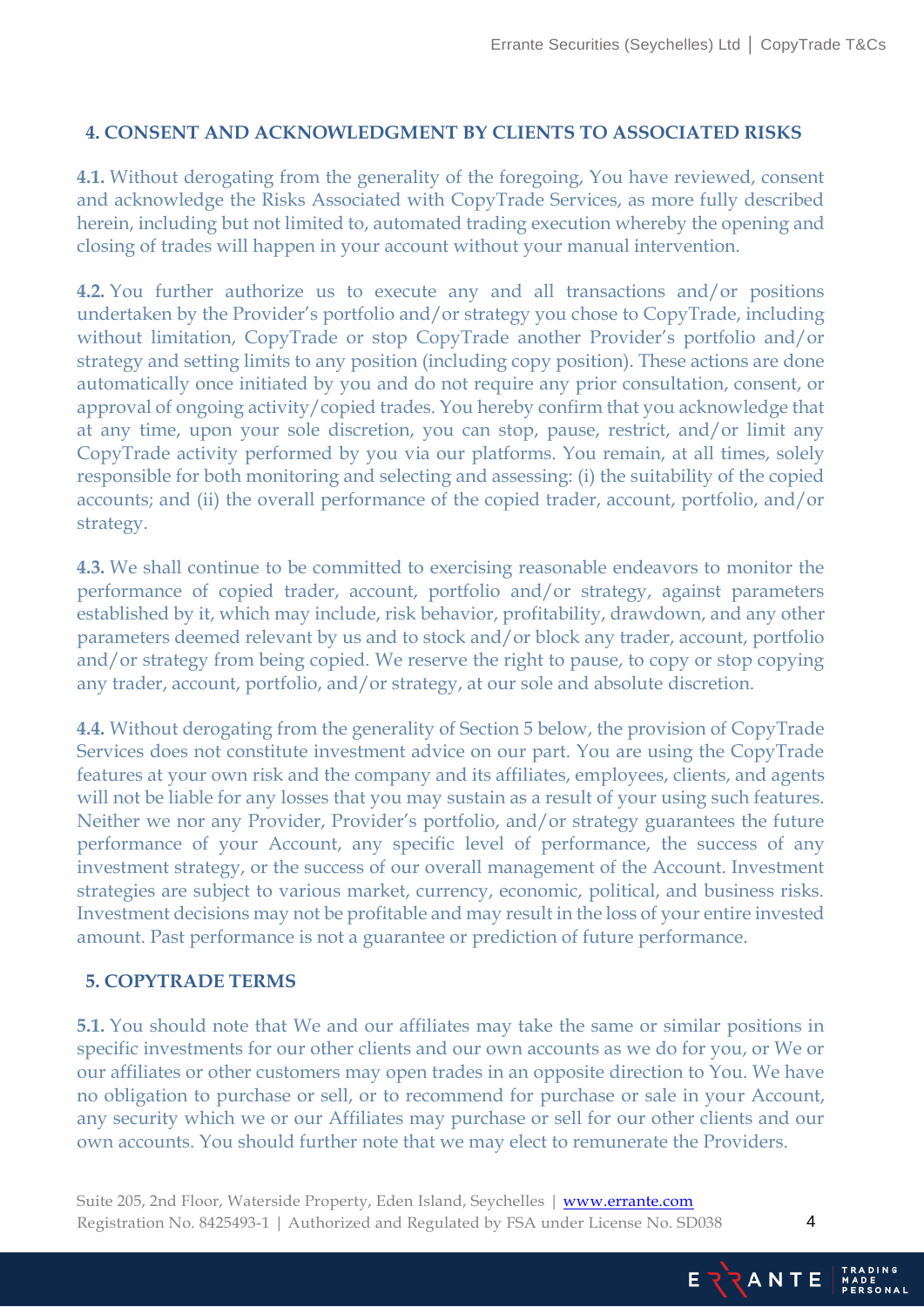## 4. CONSENT AND ACKNOWLEDGMENT BY CLIENTS TO ASSOCIATED RISKS

**4.1.** Without derogating from the generality of the foregoing, You have reviewed, consent and acknowledge the Risks Associated with CopyTrade Services, as more fully described herein, including but not limited to, automated trading execution whereby the opening and closing of trades will happen in your account without your manual intervention.

**4.2.** You further authorize us to execute any and all transactions and/or positions undertaken by the Provider's portfolio and/or strategy you chose to CopyTrade, including without limitation, CopyTrade or stop CopyTrade another Provider's portfolio and/or strategy and setting limits to any position (including copy position). These actions are done automatically once initiated by you and do not require any prior consultation, consent, or approval of ongoing activity/copied trades. You hereby confirm that you acknowledge that at any time, upon your sole discretion, you can stop, pause, restrict, and/or limit any CopyTrade activity performed by you via our platforms. You remain, at all times, solely responsible for both monitoring and selecting and assessing: (i) the suitability of the copied accounts; and (ii) the overall performance of the copied trader, account, portfolio, and/or strategy.

**4.3.** We shall continue to be committed to exercising reasonable endeavors to monitor the performance of copied trader, account, portfolio and/or strategy, against parameters established by it, which may include, risk behavior, profitability, drawdown, and any other parameters deemed relevant by us and to stock and/or block any trader, account, portfolio and/or strategy from being copied. We reserve the right to pause, to copy or stop copying any trader, account, portfolio, and/or strategy, at our sole and absolute discretion.

**4.4.** Without derogating from the generality of Section 5 below, the provision of CopyTrade Services does not constitute investment advice on our part. You are using the CopyTrade features at your own risk and the company and its affiliates, employees, clients, and agents will not be liable for any losses that you may sustain as a result of your using such features. Neither we nor any Provider, Provider's portfolio, and/or strategy guarantees the future performance of your Account, any specific level of performance, the success of any investment strategy, or the success of our overall management of the Account. Investment strategies are subject to various market, currency, economic, political, and business risks. Investment decisions may not be profitable and may result in the loss of your entire invested amount. Past performance is not a guarantee or prediction of future performance.

## 5. COPYTRADE TERMS

**5.1.** You should note that We and our affiliates may take the same or similar positions in specific investments for our other clients and our own accounts as we do for you, or We or our affiliates or other customers may open trades in an opposite direction to You. We have no obligation to purchase or sell, or to recommend for purchase or sale in your Account, any security which we or our Affiliates may purchase or sell for our other clients and our own accounts. You should further note that we may elect to remunerate the Providers.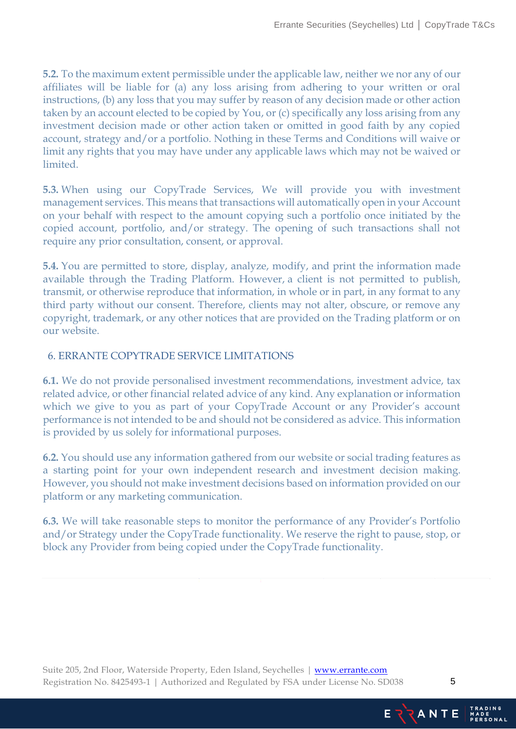**5.2.** To the maximum extent permissible under the applicable law, neither we nor any of our affiliates will be liable for (a) any loss arising from adhering to your written or oral instructions, (b) any loss that you may suffer by reason of any decision made or other action taken by an account elected to be copied by You, or (c) specifically any loss arising from any investment decision made or other action taken or omitted in good faith by any copied account, strategy and/or a portfolio. Nothing in these Terms and Conditions will waive or limit any rights that you may have under any applicable laws which may not be waived or limited.

**5.3.** When using our CopyTrade Services, We will provide you with investment management services. This means that transactions will automatically open in your Account on your behalf with respect to the amount copying such a portfolio once initiated by the copied account, portfolio, and/or strategy. The opening of such transactions shall not require any prior consultation, consent, or approval.

**5.4.** You are permitted to store, display, analyze, modify, and print the information made available through the Trading Platform. However, a client is not permitted to publish, transmit, or otherwise reproduce that information, in whole or in part, in any format to any third party without our consent. Therefore, clients may not alter, obscure, or remove any copyright, trademark, or any other notices that are provided on the Trading platform or on our website.

## 6. ERRANTE COPYTRADE SERVICE LIMITATIONS

**6.1.** We do not provide personalised investment recommendations, investment advice, tax related advice, or other financial related advice of any kind. Any explanation or information which we give to you as part of your CopyTrade Account or any Provider's account performance is not intended to be and should not be considered as advice. This information is provided by us solely for informational purposes.

**6.2.** You should use any information gathered from our website or social trading features as a starting point for your own independent research and investment decision making. However, you should not make investment decisions based on information provided on our platform or any marketing communication.

**6.3.** We will take reasonable steps to monitor the performance of any Provider's Portfolio and/or Strategy under the CopyTrade functionality. We reserve the right to pause, stop, or block any Provider from being copied under the CopyTrade functionality.